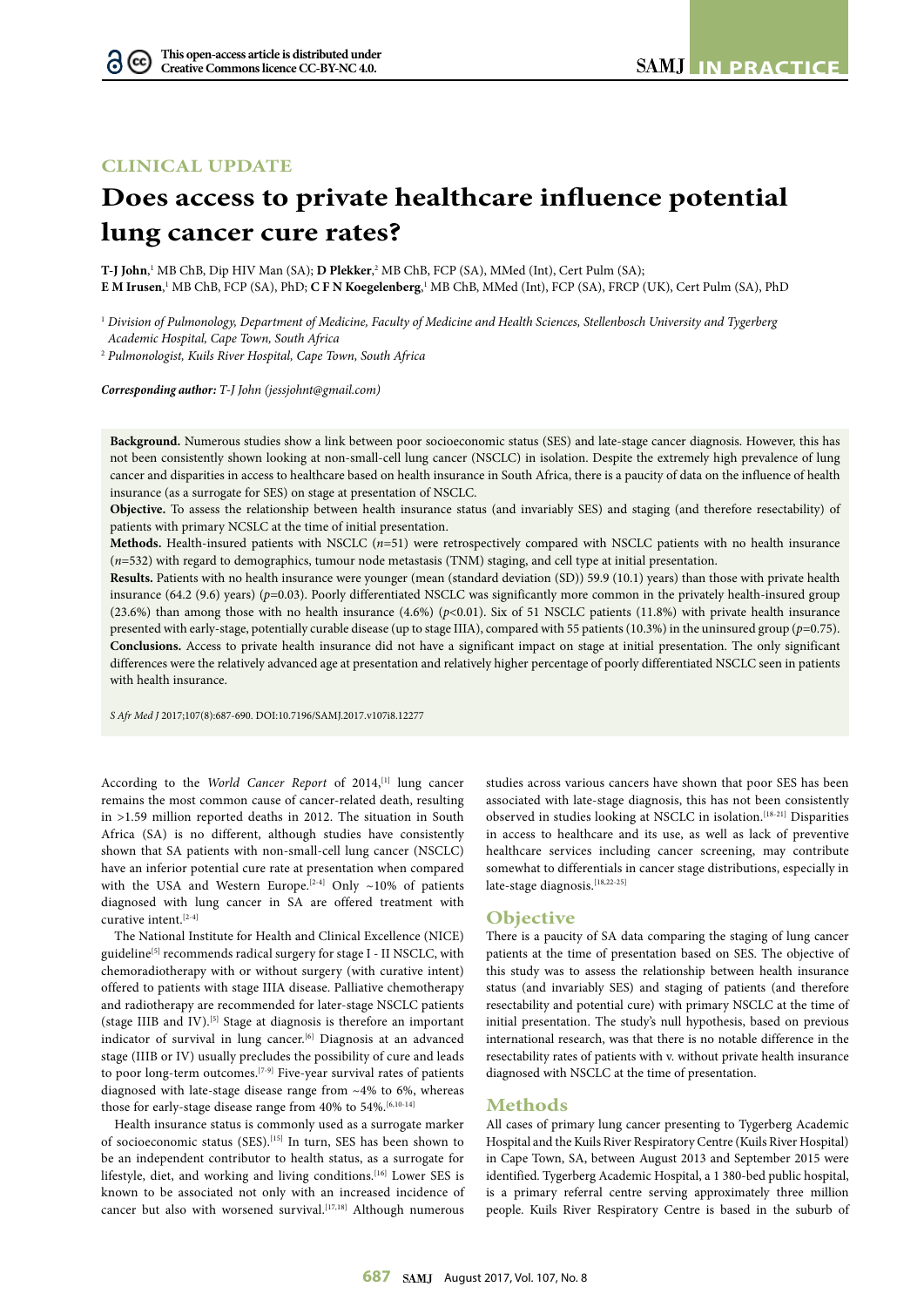CLINICAL UPDATE

# Does access to private healthcare influence potential lung cancer cure rates?

**T-J John**,[1] MB ChB, Dip HIV Man (SA); **D Plekker**,[2] MB ChB, FCP (SA), MMed (Int), Cert Pulm (SA); **E M Irusen**,[1] MB ChB, FCP (SA), PhD; **C F N Koegelenberg**,[1] MB ChB, MMed (Int), FCP (SA), FRCP (UK), Cert Pulm (SA), PhD

[1] *Division of Pulmonology, Department of Medicine, Faculty of Medicine and Health Sciences, Stellenbosch University and Tygerberg Academic Hospital, Cape Town, South Africa*

[2] *Pulmonologist, Kuils River Hospital, Cape Town, South Africa*

***Corresponding author:** T-J John (jessjohnt@gmail.com)*

**Background.** Numerous studies show a link between poor socioeconomic status (SES) and late-stage cancer diagnosis. However, this has not been consistently shown looking at non-small-cell lung cancer (NSCLC) in isolation. Despite the extremely high prevalence of lung cancer and disparities in access to healthcare based on health insurance in South Africa, there is a paucity of data on the influence of health insurance (as a surrogate for SES) on stage at presentation of NSCLC.

**Objective.** To assess the relationship between health insurance status (and invariably SES) and staging (and therefore resectability) of patients with primary NCSLC at the time of initial presentation.

**Methods.** Health-insured patients with NSCLC ($n$=51) were retrospectively compared with NSCLC patients with no health insurance ($n$=532) with regard to demographics, tumour node metastasis (TNM) staging, and cell type at initial presentation.

**Results.** Patients with no health insurance were younger (mean (standard deviation (SD)) 59.9 (10.1) years) than those with private health insurance (64.2 (9.6) years) ($p$=0.03). Poorly differentiated NSCLC was significantly more common in the privately health-insured group (23.6%) than among those with no health insurance (4.6%) ($p$<0.01). Six of 51 NSCLC patients (11.8%) with private health insurance presented with early-stage, potentially curable disease (up to stage IIIA), compared with 55 patients (10.3%) in the uninsured group ($p$=0.75).

**Conclusions.** Access to private health insurance did not have a significant impact on stage at initial presentation. The only significant differences were the relatively advanced age at presentation and relatively higher percentage of poorly differentiated NSCLC seen in patients with health insurance.

*S Afr Med J* 2017;107(8):687-690. DOI:10.7196/SAMJ.2017.v107i8.12277

According to the *World Cancer Report* of 2014,[1] lung cancer remains the most common cause of cancer-related death, resulting in >1.59 million reported deaths in 2012. The situation in South Africa (SA) is no different, although studies have consistently shown that SA patients with non-small-cell lung cancer (NSCLC) have an inferior potential cure rate at presentation when compared with the USA and Western Europe.[2-4] Only ~10% of patients diagnosed with lung cancer in SA are offered treatment with curative intent.[2-4]

The National Institute for Health and Clinical Excellence (NICE) guideline[5] recommends radical surgery for stage I - II NSCLC, with chemoradiotherapy with or without surgery (with curative intent) offered to patients with stage IIIA disease. Palliative chemotherapy and radiotherapy are recommended for later-stage NSCLC patients (stage IIIB and IV).[5] Stage at diagnosis is therefore an important indicator of survival in lung cancer.[6] Diagnosis at an advanced stage (IIIB or IV) usually precludes the possibility of cure and leads to poor long-term outcomes.[7-9] Five-year survival rates of patients diagnosed with late-stage disease range from ~4% to 6%, whereas those for early-stage disease range from 40% to 54%.[6,10-14]

Health insurance status is commonly used as a surrogate marker of socioeconomic status (SES).[15] In turn, SES has been shown to be an independent contributor to health status, as a surrogate for lifestyle, diet, and working and living conditions.[16] Lower SES is known to be associated not only with an increased incidence of cancer but also with worsened survival.[17,18] Although numerous studies across various cancers have shown that poor SES has been associated with late-stage diagnosis, this has not been consistently observed in studies looking at NSCLC in isolation.[18-21] Disparities in access to healthcare and its use, as well as lack of preventive healthcare services including cancer screening, may contribute somewhat to differentials in cancer stage distributions, especially in late-stage diagnosis.[18,22-25]

## Objective

There is a paucity of SA data comparing the staging of lung cancer patients at the time of presentation based on SES. The objective of this study was to assess the relationship between health insurance status (and invariably SES) and staging of patients (and therefore resectability and potential cure) with primary NSCLC at the time of initial presentation. The study's null hypothesis, based on previous international research, was that there is no notable difference in the resectability rates of patients with v. without private health insurance diagnosed with NSCLC at the time of presentation.

## Methods

All cases of primary lung cancer presenting to Tygerberg Academic Hospital and the Kuils River Respiratory Centre (Kuils River Hospital) in Cape Town, SA, between August 2013 and September 2015 were identified. Tygerberg Academic Hospital, a 1 380-bed public hospital, is a primary referral centre serving approximately three million people. Kuils River Respiratory Centre is based in the suburb of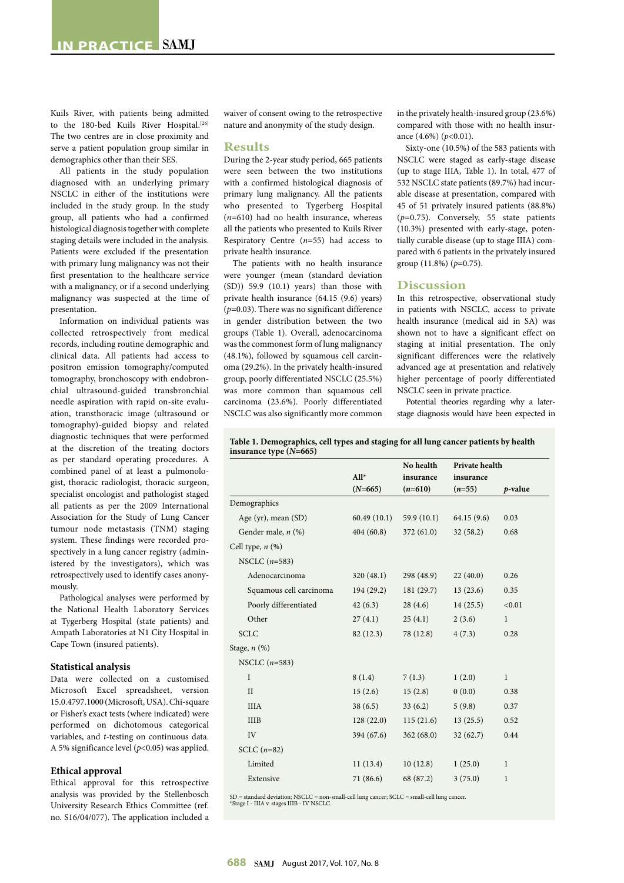Kuils River, with patients being admitted to the 180-bed Kuils River Hospital.[26] The two centres are in close proximity and serve a patient population group similar in demographics other than their SES.

All patients in the study population diagnosed with an underlying primary NSCLC in either of the institutions were included in the study group. In the study group, all patients who had a confirmed histological diagnosis together with complete staging details were included in the analysis. Patients were excluded if the presentation with primary lung malignancy was not their first presentation to the healthcare service with a malignancy, or if a second underlying malignancy was suspected at the time of presentation.

Information on individual patients was collected retrospectively from medical records, including routine demographic and clinical data. All patients had access to positron emission tomography/computed tomography, bronchoscopy with endobronchial ultrasound-guided transbronchial needle aspiration with rapid on-site evaluation, transthoracic image (ultrasound or tomography)-guided biopsy and related diagnostic techniques that were performed at the discretion of the treating doctors as per standard operating procedures. A combined panel of at least a pulmonologist, thoracic radiologist, thoracic surgeon, specialist oncologist and pathologist staged all patients as per the 2009 International Association for the Study of Lung Cancer tumour node metastasis (TNM) staging system. These findings were recorded prospectively in a lung cancer registry (administered by the investigators), which was retrospectively used to identify cases anonymously.

Pathological analyses were performed by the National Health Laboratory Services at Tygerberg Hospital (state patients) and Ampath Laboratories at N1 City Hospital in Cape Town (insured patients).

### Statistical analysis

Data were collected on a customised Microsoft Excel spreadsheet, version 15.0.4797.1000 (Microsoft, USA). Chi-square or Fisher's exact tests (where indicated) were performed on dichotomous categorical variables, and *t*-testing on continuous data. A 5% significance level ($p<0.05$) was applied.

### Ethical approval

Ethical approval for this retrospective analysis was provided by the Stellenbosch University Research Ethics Committee (ref. no. S16/04/077). The application included a waiver of consent owing to the retrospective nature and anonymity of the study design.

## Results

During the 2-year study period, 665 patients were seen between the two institutions with a confirmed histological diagnosis of primary lung malignancy. All the patients who presented to Tygerberg Hospital ($n$=610) had no health insurance, whereas all the patients who presented to Kuils River Respiratory Centre ($n$=55) had access to private health insurance.

The patients with no health insurance were younger (mean (standard deviation (SD)) 59.9 (10.1) years) than those with private health insurance (64.15 (9.6) years) ($p$=0.03). There was no significant difference in gender distribution between the two groups (Table 1). Overall, adenocarcinoma was the commonest form of lung malignancy (48.1%), followed by squamous cell carcinoma (29.2%). In the privately health-insured group, poorly differentiated NSCLC (25.5%) was more common than squamous cell carcinoma (23.6%). Poorly differentiated NSCLC was also significantly more common in the privately health-insured group (23.6%) compared with those with no health insurance (4.6%) ($p<0.01$).

Sixty-one (10.5%) of the 583 patients with NSCLC were staged as early-stage disease (up to stage IIIA, Table 1). In total, 477 of 532 NSCLC state patients (89.7%) had incurable disease at presentation, compared with 45 of 51 privately insured patients (88.8%) ($p$=0.75). Conversely, 55 state patients (10.3%) presented with early-stage, potentially curable disease (up to stage IIIA) compared with 6 patients in the privately insured group (11.8%) ($p$=0.75).

## Discussion

In this retrospective, observational study in patients with NSCLC, access to private health insurance (medical aid in SA) was shown not to have a significant effect on staging at initial presentation. The only significant differences were the relatively advanced age at presentation and relatively higher percentage of poorly differentiated NSCLC seen in private practice.

Potential theories regarding why a later-stage diagnosis would have been expected in

**Table 1. Demographics, cell types and staging for all lung cancer patients by health insurance type ($N$=665)**

| | All* ($N$=665) | No health insurance ($n$=610) | Private health insurance ($n$=55) | $p$-value |
|---|---|---|---|---|
| Demographics | | | | |
| Age (yr), mean (SD) | 60.49 (10.1) | 59.9 (10.1) | 64.15 (9.6) | 0.03 |
| Gender male, $n$ (%) | 404 (60.8) | 372 (61.0) | 32 (58.2) | 0.68 |
| Cell type, $n$ (%) | | | | |
| NSCLC ($n$=583) | | | | |
| Adenocarcinoma | 320 (48.1) | 298 (48.9) | 22 (40.0) | 0.26 |
| Squamous cell carcinoma | 194 (29.2) | 181 (29.7) | 13 (23.6) | 0.35 |
| Poorly differentiated | 42 (6.3) | 28 (4.6) | 14 (25.5) | <0.01 |
| Other | 27 (4.1) | 25 (4.1) | 2 (3.6) | 1 |
| SCLC | 82 (12.3) | 78 (12.8) | 4 (7.3) | 0.28 |
| Stage, $n$ (%) | | | | |
| NSCLC ($n$=583) | | | | |
| I | 8 (1.4) | 7 (1.3) | 1 (2.0) | 1 |
| II | 15 (2.6) | 15 (2.8) | 0 (0.0) | 0.38 |
| IIIA | 38 (6.5) | 33 (6.2) | 5 (9.8) | 0.37 |
| IIIB | 128 (22.0) | 115 (21.6) | 13 (25.5) | 0.52 |
| IV | 394 (67.6) | 362 (68.0) | 32 (62.7) | 0.44 |
| SCLC ($n$=82) | | | | |
| Limited | 11 (13.4) | 10 (12.8) | 1 (25.0) | 1 |
| Extensive | 71 (86.6) | 68 (87.2) | 3 (75.0) | 1 |

SD = standard deviation; NSCLC = non-small-cell lung cancer; SCLC = small-cell lung cancer.
*Stage I - IIIA v. stages IIIB - IV NSCLC.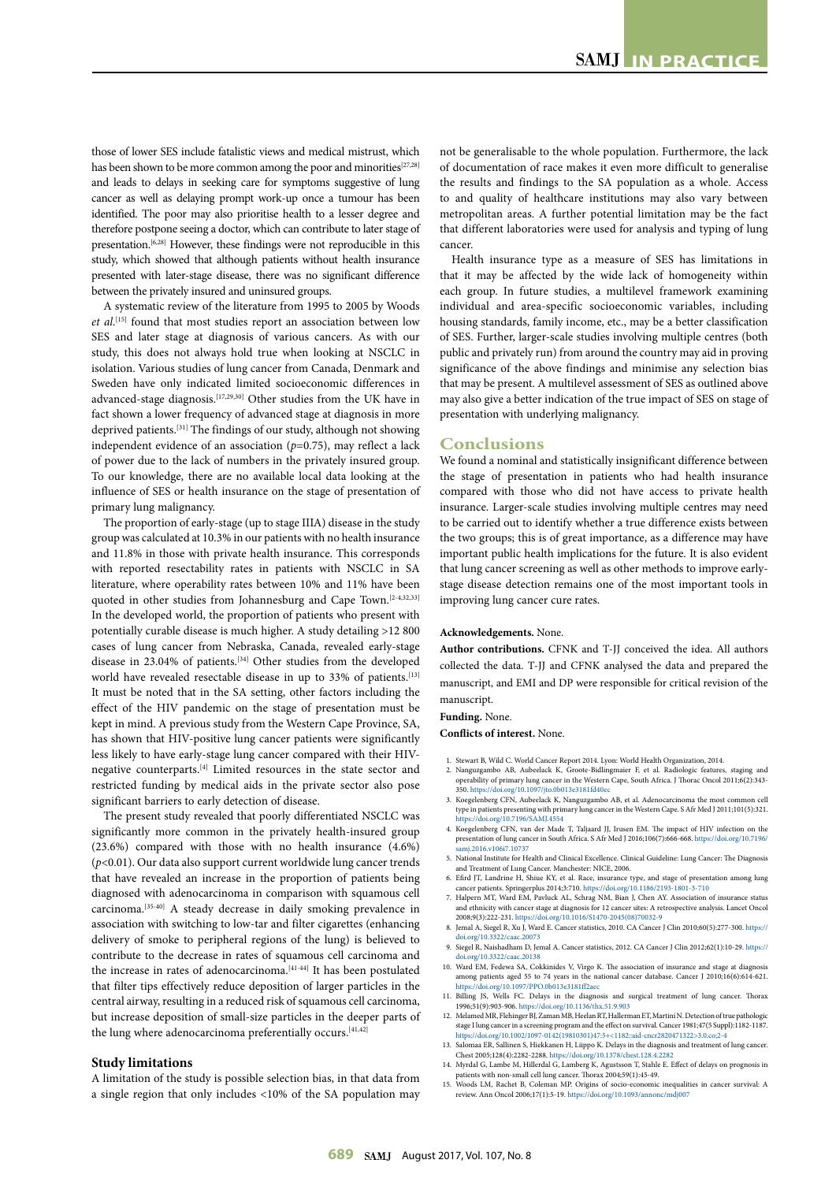those of lower SES include fatalistic views and medical mistrust, which has been shown to be more common among the poor and minorities[27,28] and leads to delays in seeking care for symptoms suggestive of lung cancer as well as delaying prompt work-up once a tumour has been identified. The poor may also prioritise health to a lesser degree and therefore postpone seeing a doctor, which can contribute to later stage of presentation.[6,28] However, these findings were not reproducible in this study, which showed that although patients without health insurance presented with later-stage disease, there was no significant difference between the privately insured and uninsured groups.

A systematic review of the literature from 1995 to 2005 by Woods *et al.*[15] found that most studies report an association between low SES and later stage at diagnosis of various cancers. As with our study, this does not always hold true when looking at NSCLC in isolation. Various studies of lung cancer from Canada, Denmark and Sweden have only indicated limited socioeconomic differences in advanced-stage diagnosis.[17,29,30] Other studies from the UK have in fact shown a lower frequency of advanced stage at diagnosis in more deprived patients.[31] The findings of our study, although not showing independent evidence of an association ($p$=0.75), may reflect a lack of power due to the lack of numbers in the privately insured group. To our knowledge, there are no available local data looking at the influence of SES or health insurance on the stage of presentation of primary lung malignancy.

The proportion of early-stage (up to stage IIIA) disease in the study group was calculated at 10.3% in our patients with no health insurance and 11.8% in those with private health insurance. This corresponds with reported resectability rates in patients with NSCLC in SA literature, where operability rates between 10% and 11% have been quoted in other studies from Johannesburg and Cape Town.[2-4,32,33] In the developed world, the proportion of patients who present with potentially curable disease is much higher. A study detailing >12 800 cases of lung cancer from Nebraska, Canada, revealed early-stage disease in 23.04% of patients.[34] Other studies from the developed world have revealed resectable disease in up to 33% of patients.[13] It must be noted that in the SA setting, other factors including the effect of the HIV pandemic on the stage of presentation must be kept in mind. A previous study from the Western Cape Province, SA, has shown that HIV-positive lung cancer patients were significantly less likely to have early-stage lung cancer compared with their HIV-negative counterparts.[4] Limited resources in the state sector and restricted funding by medical aids in the private sector also pose significant barriers to early detection of disease.

The present study revealed that poorly differentiated NSCLC was significantly more common in the privately health-insured group (23.6%) compared with those with no health insurance (4.6%) ($p$<0.01). Our data also support current worldwide lung cancer trends that have revealed an increase in the proportion of patients being diagnosed with adenocarcinoma in comparison with squamous cell carcinoma.[35-40] A steady decrease in daily smoking prevalence in association with switching to low-tar and filter cigarettes (enhancing delivery of smoke to peripheral regions of the lung) is believed to contribute to the decrease in rates of squamous cell carcinoma and the increase in rates of adenocarcinoma.[41-44] It has been postulated that filter tips effectively reduce deposition of larger particles in the central airway, resulting in a reduced risk of squamous cell carcinoma, but increase deposition of small-size particles in the deeper parts of the lung where adenocarcinoma preferentially occurs.[41,42]

### Study limitations

A limitation of the study is possible selection bias, in that data from a single region that only includes <10% of the SA population may not be generalisable to the whole population. Furthermore, the lack of documentation of race makes it even more difficult to generalise the results and findings to the SA population as a whole. Access to and quality of healthcare institutions may also vary between metropolitan areas. A further potential limitation may be the fact that different laboratories were used for analysis and typing of lung cancer.

Health insurance type as a measure of SES has limitations in that it may be affected by the wide lack of homogeneity within each group. In future studies, a multilevel framework examining individual and area-specific socioeconomic variables, including housing standards, family income, etc., may be a better classification of SES. Further, larger-scale studies involving multiple centres (both public and privately run) from around the country may aid in proving significance of the above findings and minimise any selection bias that may be present. A multilevel assessment of SES as outlined above may also give a better indication of the true impact of SES on stage of presentation with underlying malignancy.

## Conclusions

We found a nominal and statistically insignificant difference between the stage of presentation in patients who had health insurance compared with those who did not have access to private health insurance. Larger-scale studies involving multiple centres may need to be carried out to identify whether a true difference exists between the two groups; this is of great importance, as a difference may have important public health implications for the future. It is also evident that lung cancer screening as well as other methods to improve early-stage disease detection remains one of the most important tools in improving lung cancer cure rates.

**Acknowledgements.** None.

**Author contributions.** CFNK and T-JJ conceived the idea. All authors collected the data. T-JJ and CFNK analysed the data and prepared the manuscript, and EMI and DP were responsible for critical revision of the manuscript.

**Funding.** None.

**Conflicts of interest.** None.

1. Stewart B, Wild C. World Cancer Report 2014. Lyon: World Health Organization, 2014.
2. Nanguzgambo AB, Aubeelack K, Groote-Bidlingmaier F, et al. Radiologic features, staging and operability of primary lung cancer in the Western Cape, South Africa. J Thorac Oncol 2011;6(2):343-350. https://doi.org/10.1097/jto.0b013e3181fd40ec
3. Koegelenberg CFN, Aubeelack K, Nanguzgambo AB, et al. Adenocarcinoma the most common cell type in patients presenting with primary lung cancer in the Western Cape. S Afr Med J 2011;101(5):321. https://doi.org/10.7196/SAMJ.4554
4. Koegelenberg CFN, van der Made T, Taljaard JJ, Irusen EM. The impact of HIV infection on the presentation of lung cancer in South Africa. S Afr Med J 2016;106(7):666-668. https://doi.org/10.7196/samj.2016.v106i7.10737
5. National Institute for Health and Clinical Excellence. Clinical Guideline: Lung Cancer: The Diagnosis and Treatment of Lung Cancer. Manchester: NICE, 2006.
6. Efird JT, Landrine H, Shiue KY, et al. Race, insurance type, and stage of presentation among lung cancer patients. Springerplus 2014;3:710. https://doi.org/10.1186/2193-1801-3-710
7. Halpern MT, Ward EM, Pavluck AL, Schrag NM, Bian J, Chen AY. Association of insurance status and ethnicity with cancer stage at diagnosis for 12 cancer sites: A retrospective analysis. Lancet Oncol 2008;9(3):222-231. https://doi.org/10.1016/S1470-2045(08)70032-9
8. Jemal A, Siegel R, Xu J, Ward E. Cancer statistics, 2010. CA Cancer J Clin 2010;60(5):277-300. https://doi.org/10.3322/caac.20073
9. Siegel R, Naishadham D, Jemal A. Cancer statistics, 2012. CA Cancer J Clin 2012;62(1):10-29. https://doi.org/10.3322/caac.20138
10. Ward EM, Fedewa SA, Cokkinides V, Virgo K. The association of insurance and stage at diagnosis among patients aged 55 to 74 years in the national cancer database. Cancer J 2010;16(6):614-621. https://doi.org/10.1097/PPO.0b013e3181ff2aec
11. Billing JS, Wells FC. Delays in the diagnosis and surgical treatment of lung cancer. Thorax 1996;51(9):903-906. https://doi.org/10.1136/thx.51.9.903
12. Melamed MR, Flehinger BJ, Zaman MB, Heelan RT, Hallerman ET, Martini N. Detection of true pathologic stage I lung cancer in a screening program and the effect on survival. Cancer 1981;47(5 Suppl):1182-1187. https://doi.org/10.1002/1097-0142(19810301)47:5+<1182::aid-cncr2820471322>3.0.co;2-4
13. Salomaa ER, Sallinen S, Hiekkanen H, Liippo K. Delays in the diagnosis and treatment of lung cancer. Chest 2005;128(4):2282-2288. https://doi.org/10.1378/chest.128.4.2282
14. Myrdal G, Lambe M, Hillerdal G, Lamberg K, Agustsson T, Stahle E. Effect of delays on prognosis in patients with non-small cell lung cancer. Thorax 2004;59(1):45-49.
15. Woods LM, Rachet B, Coleman MP. Origins of socio-economic inequalities in cancer survival: A review. Ann Oncol 2006;17(1):5-19. https://doi.org/10.1093/annonc/mdj007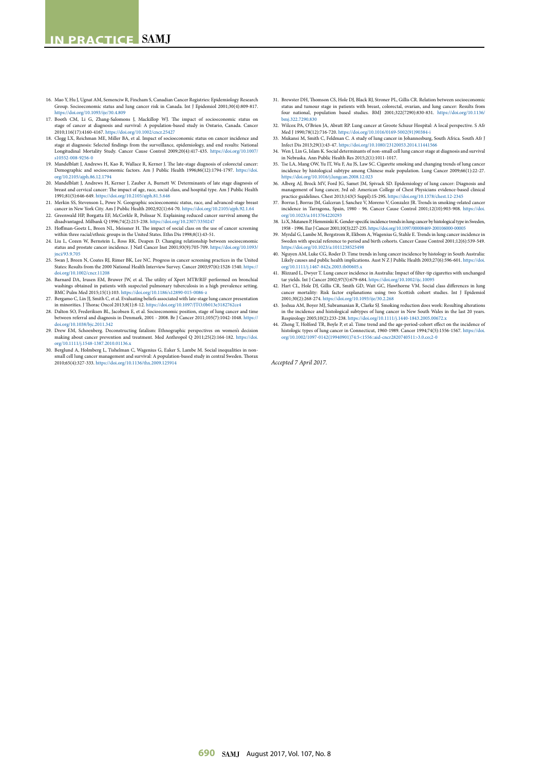16. Mao Y, Hu J, Ugnat AM, Semenciw R, Fincham S, Canadian Cancer Registries: Epidemiology Research Group. Socioeconomic status and lung cancer risk in Canada. Int J Epidemiol 2001;30(4):809-817. https://doi.org/10.1093/ije/30.4.809
17. Booth CM, Li G, Zhang-Salomons J, Mackillop WJ. The impact of socioeconomic status on stage of cancer at diagnosis and survival: A population-based study in Ontario, Canada. Cancer 2010;116(17):4160-4167. https://doi.org/10.1002/cncr.25427
18. Clegg LX, Reichman ME, Miller BA, et al. Impact of socioeconomic status on cancer incidence and stage at diagnosis: Selected findings from the surveillance, epidemiology, and end results: National Longitudinal Mortality Study. Cancer Cause Control 2009;20(4):417-435. https://doi.org/10.1007/s10552-008-9256-0
19. Mandelblatt J, Andrews H, Kao R, Wallace R, Kerner J. The late-stage diagnosis of colorectal cancer: Demographic and socioeconomic factors. Am J Public Health 1996;86(12):1794-1797. https://doi.org/10.2105/ajph.86.12.1794
20. Mandelblatt J, Andrews H, Kerner J, Zauber A, Burnett W. Determinants of late stage diagnosis of breast and cervical cancer: The impact of age, race, social class, and hospital type. Am J Public Health 1991;81(5):646-649. https://doi.org/10.2105/ajph.81.5.646
21. Merkin SS, Stevenson L, Powe N. Geographic socioeconomic status, race, and advanced-stage breast cancer in New York City. Am J Public Health 2002;92(1):64-70. https://doi.org/10.2105/ajph.92.1.64
22. Greenwald HP, Borgatta EF, McCorkle R, Polissar N. Explaining reduced cancer survival among the disadvantaged. Milbank Q 1996;74(2):215-238. https://doi.org/10.2307/3350247
23. Hoffman-Goetz L, Breen NL, Meissner H. The impact of social class on the use of cancer screening within three racial/ethnic groups in the United States. Ethn Dis 1998;8(1):43-51.
24. Liu L, Cozen W, Bernstein L, Ross RK, Deapen D. Changing relationship between socioeconomic status and prostate cancer incidence. J Natl Cancer Inst 2001;93(9):705-709. https://doi.org/10.1093/jnci/93.9.705
25. Swan J, Breen N, Coates RJ, Rimer BK, Lee NC. Progress in cancer screening practices in the United States: Results from the 2000 National Health Interview Survey. Cancer 2003;97(6):1528-1540. https://doi.org/10.1002/cncr.11208
26. Barnard DA, Irusen EM, Bruwer JW, et al. The utility of Xpert MTB/RIF performed on bronchial washings obtained in patients with suspected pulmonary tuberculosis in a high prevalence setting. BMC Pulm Med 2015;15(1):103. https://doi.org/10.1186/s12890-015-0086-z
27. Bergamo C, Lin JJ, Smith C, et al. Evaluating beliefs associated with late-stage lung cancer presentation in minorities. J Thorac Oncol 2013;8(1):8-12. https://doi.org/10.1097/JTO.0b013e3182762ce4
28. Dalton SO, Frederiksen BL, Jacobsen E, et al. Socioeconomic position, stage of lung cancer and time between referral and diagnosis in Denmark, 2001 - 2008. Br J Cancer 2011;105(7):1042-1048. https://doi.org/10.1038/bjc.2011.342
29. Drew EM, Schoenberg. Deconstructing fatalism: Ethnographic perspectives on women's decision making about cancer prevention and treatment. Med Anthropol Q 2011;25(2):164-182. https://doi.org/10.1111/j.1548-1387.2010.01136.x
30. Berglund A, Holmberg L, Tishelman C, Wagenius G, Eaker S, Lambe M. Social inequalities in non-small cell lung cancer management and survival: A population-based study in central Sweden. Thorax 2010;65(4):327-333. https://doi.org/10.1136/thx.2009.125914
31. Brewster DH, Thomson CS, Hole DJ, Black RJ, Stroner PL, Gillis CR. Relation between socioeconomic status and tumour stage in patients with breast, colorectal, ovarian, and lung cancer: Results from four national, population based studies. BMJ 2001;322(7290):830-831. https://doi.org/10.1136/bmj.322.7290.830
32. Wilcox PA, O'Brien JA, Abratt RP. Lung cancer at Groote Schuur Hospital: A local perspective. S Afr Med J 1990;78(12):716-720. https://doi.org/10.1016/0169-5002(91)90384-i
33. Mukansi M, Smith C, Feldman C. A study of lung cancer in Johannesburg, South Africa. South Afr J Infect Dis 2013;29(1):43-47. https://doi.org/10.1080/23120053.2014.11441566
34. Wen J, Lin G, Islam K. Social determinants of non-small cell lung cancer stage at diagnosis and survival in Nebraska. Ann Public Health Res 2015;2(1):1011-1017.
35. Tse LA, Mang OW, Yu IT, Wu F, Au JS, Law SC. Cigarette smoking and changing trends of lung cancer incidence by histological subtype among Chinese male population. Lung Cancer 2009;66(1):22-27. https://doi.org/10.1016/j.lungcan.2008.12.023
36. Alberg AJ, Brock MV, Ford JG, Samet JM, Spivack SD. Epidemiology of lung cancer: Diagnosis and management of lung cancer, 3rd ed: American College of Chest Physicians evidence-based clinical practice guidelines. Chest 2013;143(5 Suppl):1S-29S. https://doi.org/10.1378/chest.12-2345
37. Borras J, Borras JM, Galceran J, Sanchez V, Moreno V, Gonzalez JR. Trends in smoking-related cancer incidence in Tarragona, Spain, 1980 - 96. Cancer Cause Control 2001;12(10):903-908. https://doi.org/10.1023/a:1013764220293
38. Li X, Mutanen P, Hemminki K. Gender-specific incidence trends in lung cancer by histological type in Sweden, 1958 - 1996. Eur J Cancer 2001;10(3):227-235. https://doi.org/10.1097/00008469-200106000-00005
39. Myrdal G, Lambe M, Bergstrom R, Ekbom A, Wagenius G, Stahle E. Trends in lung cancer incidence in Sweden with special reference to period and birth cohorts. Cancer Cause Control 2001;12(6):539-549. https://doi.org/10.1023/a:1011238525498
40. Nguyen AM, Luke CG, Roder D. Time trends in lung cancer incidence by histology in South Australia: Likely causes and public health implications. Aust N Z J Public Health 2003;27(6):596-601. https://doi.org/10.1111/j.1467-842x.2003.tb00605.x
41. Blizzard L, Dwyer T. Lung cancer incidence in Australia: Impact of filter-tip cigarettes with unchanged tar yields. Int J Cancer 2002;97(5):679-684. https://doi.org/10.1002/ijc.10095
42. Hart CL, Hole DJ, Gillis CR, Smith GD, Watt GC, Hawthorne VM. Social class differences in lung cancer mortality: Risk factor explanations using two Scottish cohort studies. Int J Epidemiol 2001;30(2):268-274. https://doi.org/10.1093/ije/30.2.268
43. Joshua AM, Boyer MJ, Subramanian R, Clarke SJ. Smoking reduction does work: Resulting alterations in the incidence and histological subtypes of lung cancer in New South Wales in the last 20 years. Respirology 2005;10(2):233-238. https://doi.org/10.1111/j.1440-1843.2005.00672.x
44. Zheng T, Holford TR, Boyle P, et al. Time trend and the age-period-cohort effect on the incidence of histologic types of lung cancer in Connecticut, 1960-1989. Cancer 1994;74(5):1556-1567. https://doi.org/10.1002/1097-0142(19940901)74:5<1556::aid-cncr2820740511>3.0.co;2-0

*Accepted 7 April 2017.*